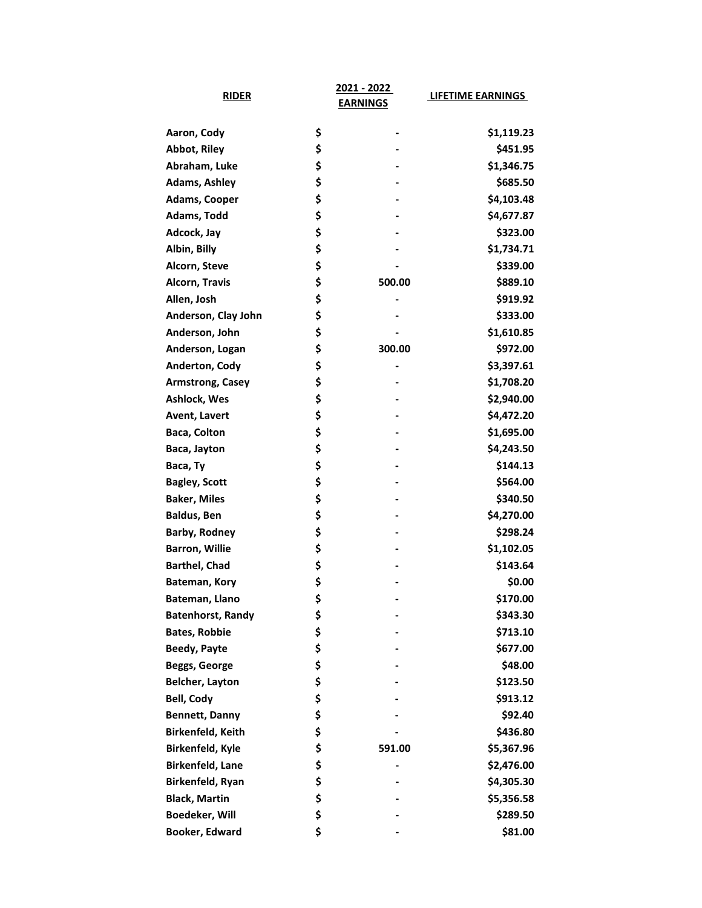| RIDER | 2021 - 2022 EARNINGS | LIFETIME EARNINGS |
|---|---|---|
| Aaron, Cody | $ - | $1,119.23 |
| Abbot, Riley | $ - | $451.95 |
| Abraham, Luke | $ - | $1,346.75 |
| Adams, Ashley | $ - | $685.50 |
| Adams, Cooper | $ - | $4,103.48 |
| Adams, Todd | $ - | $4,677.87 |
| Adcock, Jay | $ - | $323.00 |
| Albin, Billy | $ - | $1,734.71 |
| Alcorn, Steve | $ - | $339.00 |
| Alcorn, Travis | $ 500.00 | $889.10 |
| Allen, Josh | $ - | $919.92 |
| Anderson, Clay John | $ - | $333.00 |
| Anderson, John | $ - | $1,610.85 |
| Anderson, Logan | $ 300.00 | $972.00 |
| Anderton, Cody | $ - | $3,397.61 |
| Armstrong, Casey | $ - | $1,708.20 |
| Ashlock, Wes | $ - | $2,940.00 |
| Avent, Lavert | $ - | $4,472.20 |
| Baca, Colton | $ - | $1,695.00 |
| Baca, Jayton | $ - | $4,243.50 |
| Baca, Ty | $ - | $144.13 |
| Bagley, Scott | $ - | $564.00 |
| Baker, Miles | $ - | $340.50 |
| Baldus, Ben | $ - | $4,270.00 |
| Barby, Rodney | $ - | $298.24 |
| Barron, Willie | $ - | $1,102.05 |
| Barthel, Chad | $ - | $143.64 |
| Bateman, Kory | $ - | $0.00 |
| Bateman, Llano | $ - | $170.00 |
| Batenhorst, Randy | $ - | $343.30 |
| Bates, Robbie | $ - | $713.10 |
| Beedy, Payte | $ - | $677.00 |
| Beggs, George | $ - | $48.00 |
| Belcher, Layton | $ - | $123.50 |
| Bell, Cody | $ - | $913.12 |
| Bennett, Danny | $ - | $92.40 |
| Birkenfeld, Keith | $ - | $436.80 |
| Birkenfeld, Kyle | $ 591.00 | $5,367.96 |
| Birkenfeld, Lane | $ - | $2,476.00 |
| Birkenfeld, Ryan | $ - | $4,305.30 |
| Black, Martin | $ - | $5,356.58 |
| Boedeker, Will | $ - | $289.50 |
| Booker, Edward | $ - | $81.00 |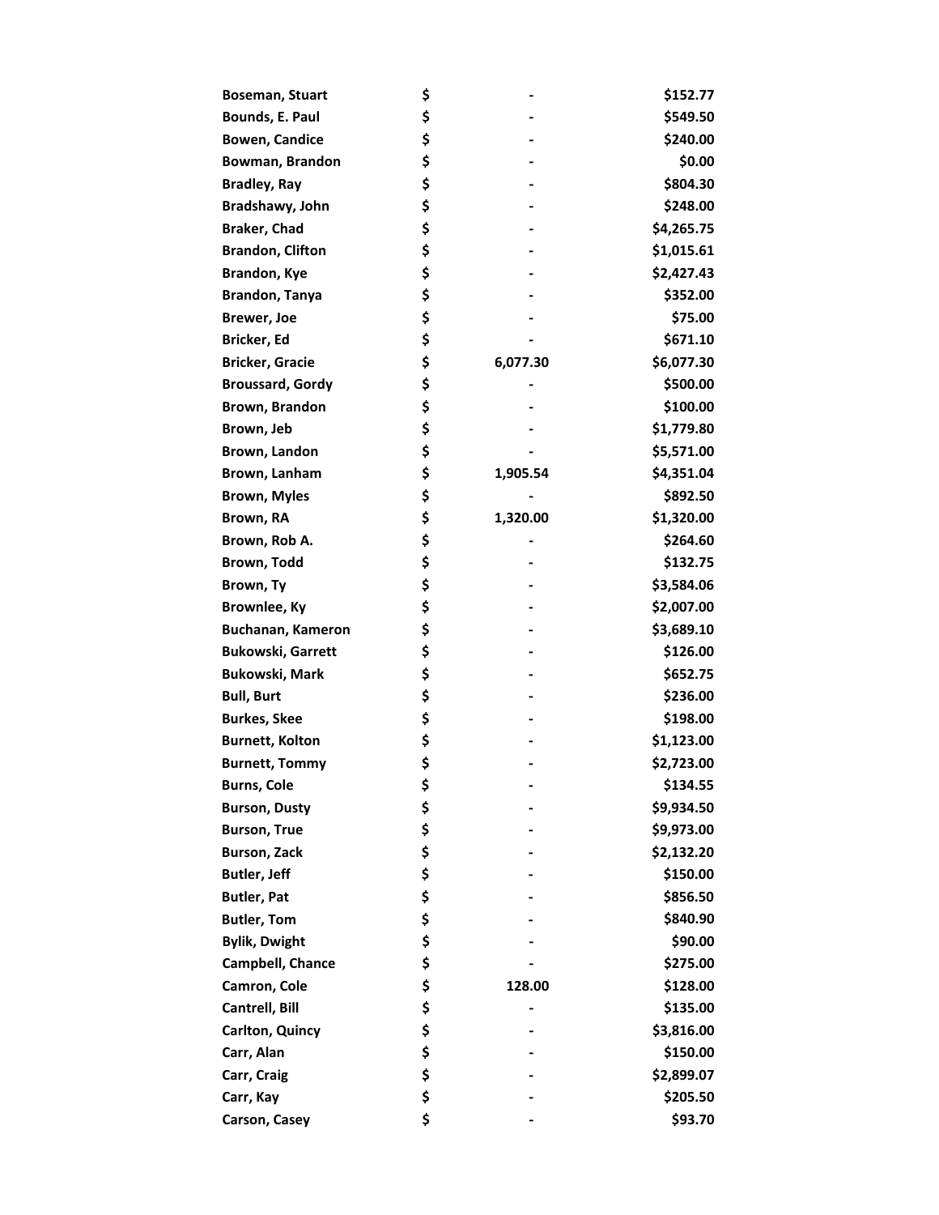| | | | |
|---|---|---|---|
| Boseman, Stuart | $ | - | $152.77 |
| Bounds, E. Paul | $ | - | $549.50 |
| Bowen, Candice | $ | - | $240.00 |
| Bowman, Brandon | $ | - | $0.00 |
| Bradley, Ray | $ | - | $804.30 |
| Bradshawy, John | $ | - | $248.00 |
| Braker, Chad | $ | - | $4,265.75 |
| Brandon, Clifton | $ | - | $1,015.61 |
| Brandon, Kye | $ | - | $2,427.43 |
| Brandon, Tanya | $ | - | $352.00 |
| Brewer, Joe | $ | - | $75.00 |
| Bricker, Ed | $ | - | $671.10 |
| Bricker, Gracie | $ | 6,077.30 | $6,077.30 |
| Broussard, Gordy | $ | - | $500.00 |
| Brown, Brandon | $ | - | $100.00 |
| Brown, Jeb | $ | - | $1,779.80 |
| Brown, Landon | $ | - | $5,571.00 |
| Brown, Lanham | $ | 1,905.54 | $4,351.04 |
| Brown, Myles | $ | - | $892.50 |
| Brown, RA | $ | 1,320.00 | $1,320.00 |
| Brown, Rob A. | $ | - | $264.60 |
| Brown, Todd | $ | - | $132.75 |
| Brown, Ty | $ | - | $3,584.06 |
| Brownlee, Ky | $ | - | $2,007.00 |
| Buchanan, Kameron | $ | - | $3,689.10 |
| Bukowski, Garrett | $ | - | $126.00 |
| Bukowski, Mark | $ | - | $652.75 |
| Bull, Burt | $ | - | $236.00 |
| Burkes, Skee | $ | - | $198.00 |
| Burnett, Kolton | $ | - | $1,123.00 |
| Burnett, Tommy | $ | - | $2,723.00 |
| Burns, Cole | $ | - | $134.55 |
| Burson, Dusty | $ | - | $9,934.50 |
| Burson, True | $ | - | $9,973.00 |
| Burson, Zack | $ | - | $2,132.20 |
| Butler, Jeff | $ | - | $150.00 |
| Butler, Pat | $ | - | $856.50 |
| Butler, Tom | $ | - | $840.90 |
| Bylik, Dwight | $ | - | $90.00 |
| Campbell, Chance | $ | - | $275.00 |
| Camron, Cole | $ | 128.00 | $128.00 |
| Cantrell, Bill | $ | - | $135.00 |
| Carlton, Quincy | $ | - | $3,816.00 |
| Carr, Alan | $ | - | $150.00 |
| Carr, Craig | $ | - | $2,899.07 |
| Carr, Kay | $ | - | $205.50 |
| Carson, Casey | $ | - | $93.70 |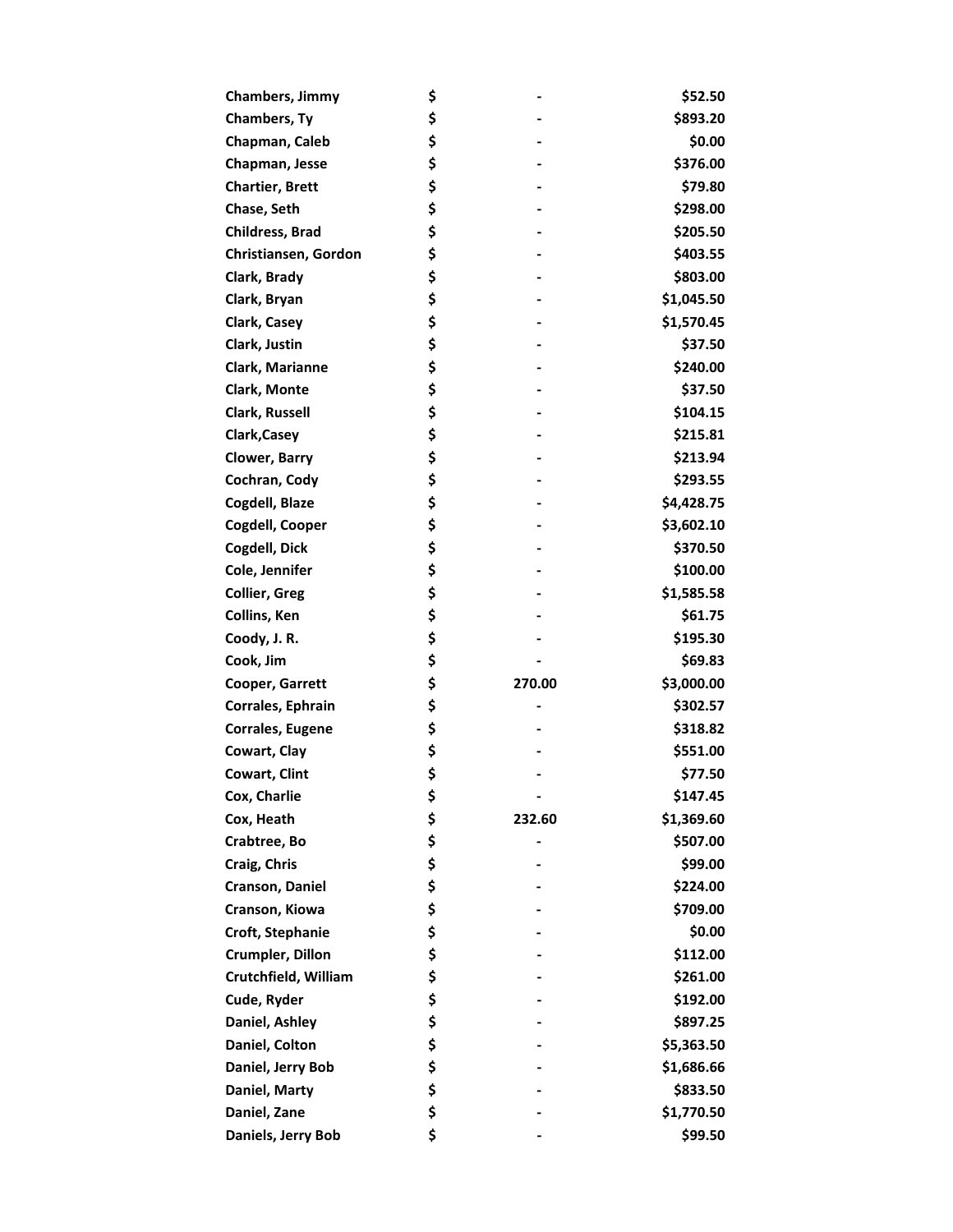| | | | |
|---|---|---|---|
| **Chambers, Jimmy** | **$** | **-** | **$52.50** |
| **Chambers, Ty** | **$** | **-** | **$893.20** |
| **Chapman, Caleb** | **$** | **-** | **$0.00** |
| **Chapman, Jesse** | **$** | **-** | **$376.00** |
| **Chartier, Brett** | **$** | **-** | **$79.80** |
| **Chase, Seth** | **$** | **-** | **$298.00** |
| **Childress, Brad** | **$** | **-** | **$205.50** |
| **Christiansen, Gordon** | **$** | **-** | **$403.55** |
| **Clark, Brady** | **$** | **-** | **$803.00** |
| **Clark, Bryan** | **$** | **-** | **$1,045.50** |
| **Clark, Casey** | **$** | **-** | **$1,570.45** |
| **Clark, Justin** | **$** | **-** | **$37.50** |
| **Clark, Marianne** | **$** | **-** | **$240.00** |
| **Clark, Monte** | **$** | **-** | **$37.50** |
| **Clark, Russell** | **$** | **-** | **$104.15** |
| **Clark,Casey** | **$** | **-** | **$215.81** |
| **Clower, Barry** | **$** | **-** | **$213.94** |
| **Cochran, Cody** | **$** | **-** | **$293.55** |
| **Cogdell, Blaze** | **$** | **-** | **$4,428.75** |
| **Cogdell, Cooper** | **$** | **-** | **$3,602.10** |
| **Cogdell, Dick** | **$** | **-** | **$370.50** |
| **Cole, Jennifer** | **$** | **-** | **$100.00** |
| **Collier, Greg** | **$** | **-** | **$1,585.58** |
| **Collins, Ken** | **$** | **-** | **$61.75** |
| **Coody, J. R.** | **$** | **-** | **$195.30** |
| **Cook, Jim** | **$** | **-** | **$69.83** |
| **Cooper, Garrett** | **$** | **270.00** | **$3,000.00** |
| **Corrales, Ephrain** | **$** | **-** | **$302.57** |
| **Corrales, Eugene** | **$** | **-** | **$318.82** |
| **Cowart, Clay** | **$** | **-** | **$551.00** |
| **Cowart, Clint** | **$** | **-** | **$77.50** |
| **Cox, Charlie** | **$** | **-** | **$147.45** |
| **Cox, Heath** | **$** | **232.60** | **$1,369.60** |
| **Crabtree, Bo** | **$** | **-** | **$507.00** |
| **Craig, Chris** | **$** | **-** | **$99.00** |
| **Cranson, Daniel** | **$** | **-** | **$224.00** |
| **Cranson, Kiowa** | **$** | **-** | **$709.00** |
| **Croft, Stephanie** | **$** | **-** | **$0.00** |
| **Crumpler, Dillon** | **$** | **-** | **$112.00** |
| **Crutchfield, William** | **$** | **-** | **$261.00** |
| **Cude, Ryder** | **$** | **-** | **$192.00** |
| **Daniel, Ashley** | **$** | **-** | **$897.25** |
| **Daniel, Colton** | **$** | **-** | **$5,363.50** |
| **Daniel, Jerry Bob** | **$** | **-** | **$1,686.66** |
| **Daniel, Marty** | **$** | **-** | **$833.50** |
| **Daniel, Zane** | **$** | **-** | **$1,770.50** |
| **Daniels, Jerry Bob** | **$** | **-** | **$99.50** |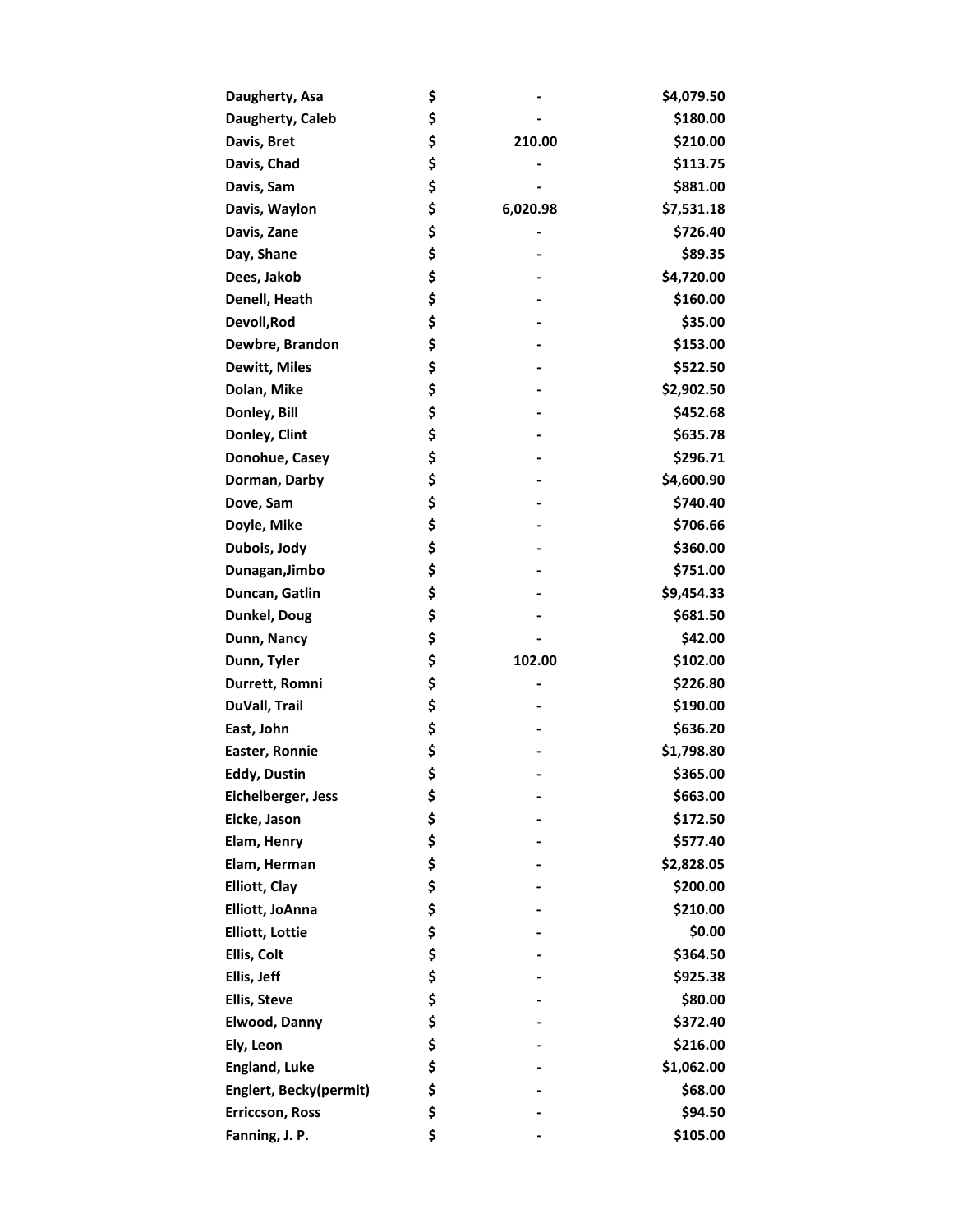| | | | |
|---|---|---|---|
| Daugherty, Asa | $ | - | $4,079.50 |
| Daugherty, Caleb | $ | - | $180.00 |
| Davis, Bret | $ | 210.00 | $210.00 |
| Davis, Chad | $ | - | $113.75 |
| Davis, Sam | $ | - | $881.00 |
| Davis, Waylon | $ | 6,020.98 | $7,531.18 |
| Davis, Zane | $ | - | $726.40 |
| Day, Shane | $ | - | $89.35 |
| Dees, Jakob | $ | - | $4,720.00 |
| Denell, Heath | $ | - | $160.00 |
| Devoll,Rod | $ | - | $35.00 |
| Dewbre, Brandon | $ | - | $153.00 |
| Dewitt, Miles | $ | - | $522.50 |
| Dolan, Mike | $ | - | $2,902.50 |
| Donley, Bill | $ | - | $452.68 |
| Donley, Clint | $ | - | $635.78 |
| Donohue, Casey | $ | - | $296.71 |
| Dorman, Darby | $ | - | $4,600.90 |
| Dove, Sam | $ | - | $740.40 |
| Doyle, Mike | $ | - | $706.66 |
| Dubois, Jody | $ | - | $360.00 |
| Dunagan,Jimbo | $ | - | $751.00 |
| Duncan, Gatlin | $ | - | $9,454.33 |
| Dunkel, Doug | $ | - | $681.50 |
| Dunn, Nancy | $ | - | $42.00 |
| Dunn, Tyler | $ | 102.00 | $102.00 |
| Durrett, Romni | $ | - | $226.80 |
| DuVall, Trail | $ | - | $190.00 |
| East, John | $ | - | $636.20 |
| Easter, Ronnie | $ | - | $1,798.80 |
| Eddy, Dustin | $ | - | $365.00 |
| Eichelberger, Jess | $ | - | $663.00 |
| Eicke, Jason | $ | - | $172.50 |
| Elam, Henry | $ | - | $577.40 |
| Elam, Herman | $ | - | $2,828.05 |
| Elliott, Clay | $ | - | $200.00 |
| Elliott, JoAnna | $ | - | $210.00 |
| Elliott, Lottie | $ | - | $0.00 |
| Ellis, Colt | $ | - | $364.50 |
| Ellis, Jeff | $ | - | $925.38 |
| Ellis, Steve | $ | - | $80.00 |
| Elwood, Danny | $ | - | $372.40 |
| Ely, Leon | $ | - | $216.00 |
| England, Luke | $ | - | $1,062.00 |
| Englert, Becky(permit) | $ | - | $68.00 |
| Erriccson, Ross | $ | - | $94.50 |
| Fanning, J. P. | $ | - | $105.00 |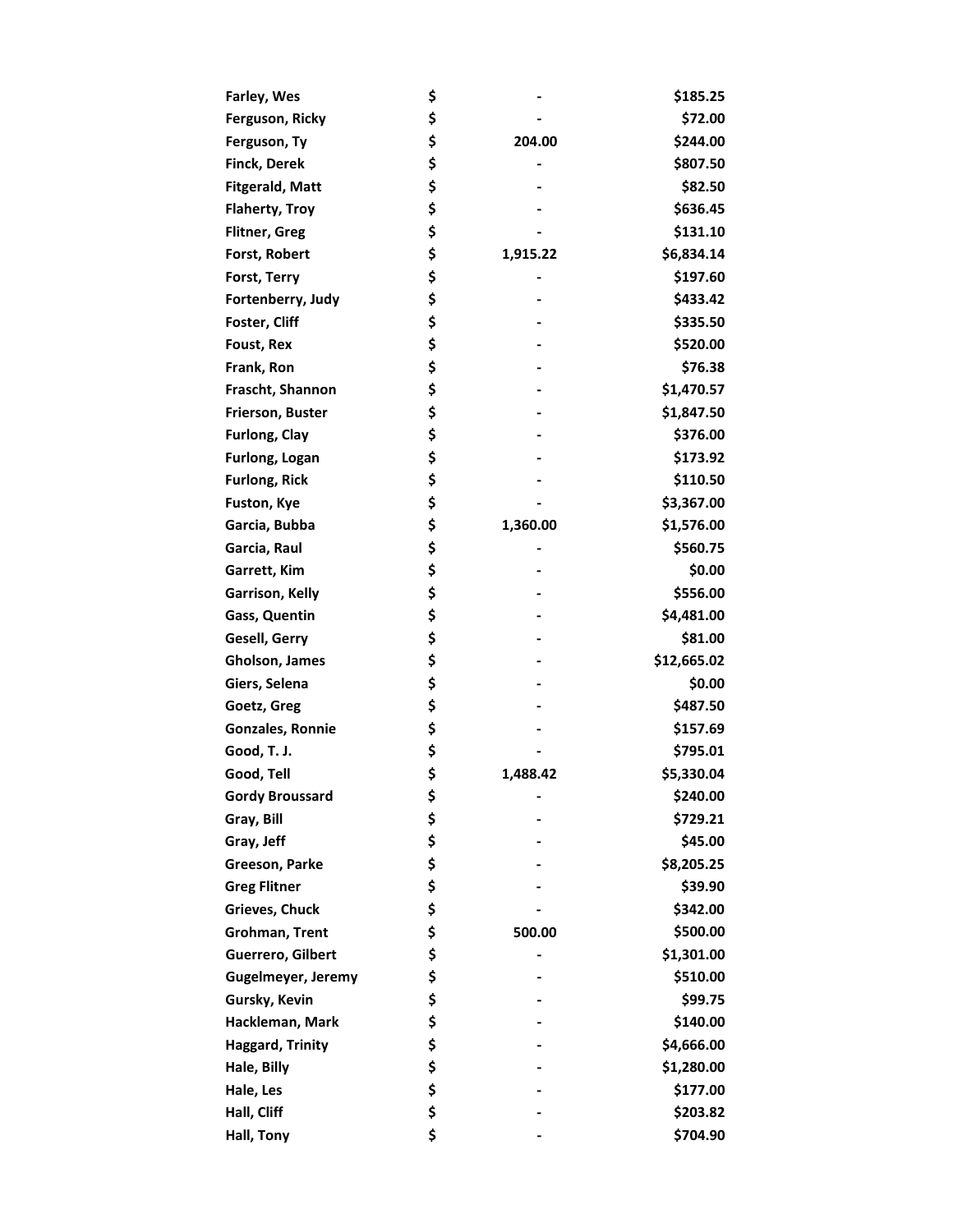| | | | |
|---|---|---|---|
| Farley, Wes | $ | - | $185.25 |
| Ferguson, Ricky | $ | - | $72.00 |
| Ferguson, Ty | $ | 204.00 | $244.00 |
| Finck, Derek | $ | - | $807.50 |
| Fitgerald, Matt | $ | - | $82.50 |
| Flaherty, Troy | $ | - | $636.45 |
| Flitner, Greg | $ | - | $131.10 |
| Forst, Robert | $ | 1,915.22 | $6,834.14 |
| Forst, Terry | $ | - | $197.60 |
| Fortenberry, Judy | $ | - | $433.42 |
| Foster, Cliff | $ | - | $335.50 |
| Foust, Rex | $ | - | $520.00 |
| Frank, Ron | $ | - | $76.38 |
| Frascht, Shannon | $ | - | $1,470.57 |
| Frierson, Buster | $ | - | $1,847.50 |
| Furlong, Clay | $ | - | $376.00 |
| Furlong, Logan | $ | - | $173.92 |
| Furlong, Rick | $ | - | $110.50 |
| Fuston, Kye | $ | - | $3,367.00 |
| Garcia, Bubba | $ | 1,360.00 | $1,576.00 |
| Garcia, Raul | $ | - | $560.75 |
| Garrett, Kim | $ | - | $0.00 |
| Garrison, Kelly | $ | - | $556.00 |
| Gass, Quentin | $ | - | $4,481.00 |
| Gesell, Gerry | $ | - | $81.00 |
| Gholson, James | $ | - | $12,665.02 |
| Giers, Selena | $ | - | $0.00 |
| Goetz, Greg | $ | - | $487.50 |
| Gonzales, Ronnie | $ | - | $157.69 |
| Good, T. J. | $ | - | $795.01 |
| Good, Tell | $ | 1,488.42 | $5,330.04 |
| Gordy Broussard | $ | - | $240.00 |
| Gray, Bill | $ | - | $729.21 |
| Gray, Jeff | $ | - | $45.00 |
| Greeson, Parke | $ | - | $8,205.25 |
| Greg Flitner | $ | - | $39.90 |
| Grieves, Chuck | $ | - | $342.00 |
| Grohman, Trent | $ | 500.00 | $500.00 |
| Guerrero, Gilbert | $ | - | $1,301.00 |
| Gugelmeyer, Jeremy | $ | - | $510.00 |
| Gursky, Kevin | $ | - | $99.75 |
| Hackleman, Mark | $ | - | $140.00 |
| Haggard, Trinity | $ | - | $4,666.00 |
| Hale, Billy | $ | - | $1,280.00 |
| Hale, Les | $ | - | $177.00 |
| Hall, Cliff | $ | - | $203.82 |
| Hall, Tony | $ | - | $704.90 |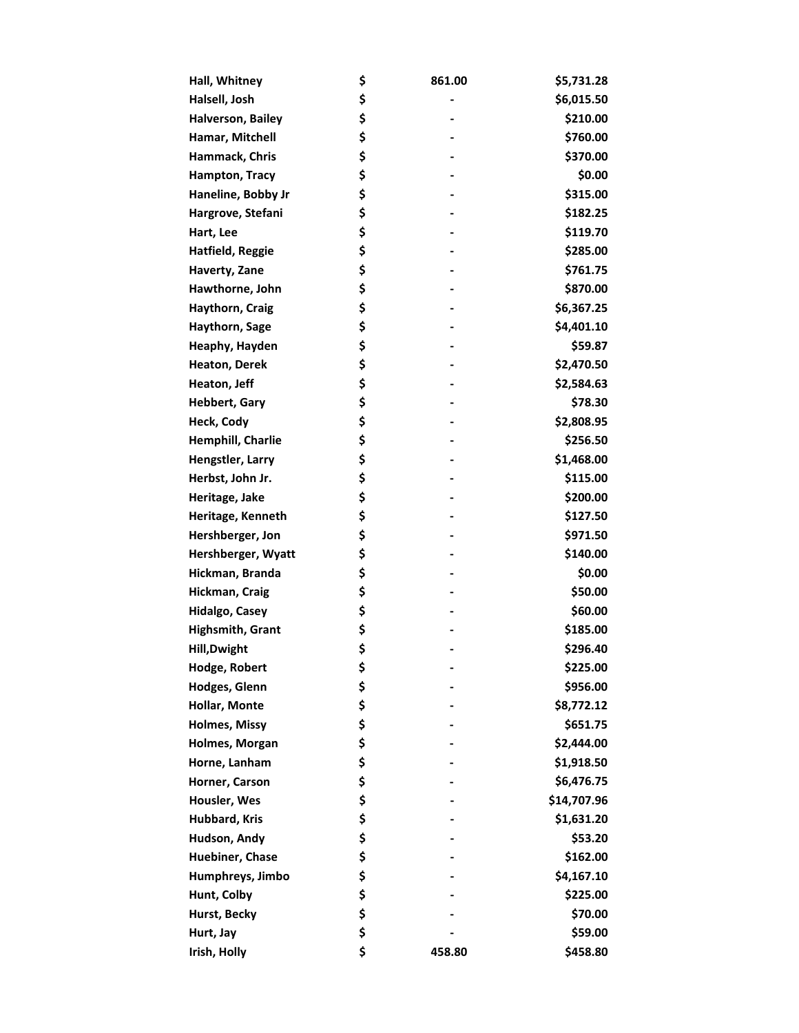| | | | |
|---|---|---|---|
| Hall, Whitney | $ | 861.00 | $5,731.28 |
| Halsell, Josh | $ | - | $6,015.50 |
| Halverson, Bailey | $ | - | $210.00 |
| Hamar, Mitchell | $ | - | $760.00 |
| Hammack, Chris | $ | - | $370.00 |
| Hampton, Tracy | $ | - | $0.00 |
| Haneline, Bobby Jr | $ | - | $315.00 |
| Hargrove, Stefani | $ | - | $182.25 |
| Hart, Lee | $ | - | $119.70 |
| Hatfield, Reggie | $ | - | $285.00 |
| Haverty, Zane | $ | - | $761.75 |
| Hawthorne, John | $ | - | $870.00 |
| Haythorn, Craig | $ | - | $6,367.25 |
| Haythorn, Sage | $ | - | $4,401.10 |
| Heaphy, Hayden | $ | - | $59.87 |
| Heaton, Derek | $ | - | $2,470.50 |
| Heaton, Jeff | $ | - | $2,584.63 |
| Hebbert, Gary | $ | - | $78.30 |
| Heck, Cody | $ | - | $2,808.95 |
| Hemphill, Charlie | $ | - | $256.50 |
| Hengstler, Larry | $ | - | $1,468.00 |
| Herbst, John Jr. | $ | - | $115.00 |
| Heritage, Jake | $ | - | $200.00 |
| Heritage, Kenneth | $ | - | $127.50 |
| Hershberger, Jon | $ | - | $971.50 |
| Hershberger, Wyatt | $ | - | $140.00 |
| Hickman, Branda | $ | - | $0.00 |
| Hickman, Craig | $ | - | $50.00 |
| Hidalgo, Casey | $ | - | $60.00 |
| Highsmith, Grant | $ | - | $185.00 |
| Hill,Dwight | $ | - | $296.40 |
| Hodge, Robert | $ | - | $225.00 |
| Hodges, Glenn | $ | - | $956.00 |
| Hollar, Monte | $ | - | $8,772.12 |
| Holmes, Missy | $ | - | $651.75 |
| Holmes, Morgan | $ | - | $2,444.00 |
| Horne, Lanham | $ | - | $1,918.50 |
| Horner, Carson | $ | - | $6,476.75 |
| Housler, Wes | $ | - | $14,707.96 |
| Hubbard, Kris | $ | - | $1,631.20 |
| Hudson, Andy | $ | - | $53.20 |
| Huebiner, Chase | $ | - | $162.00 |
| Humphreys, Jimbo | $ | - | $4,167.10 |
| Hunt, Colby | $ | - | $225.00 |
| Hurst, Becky | $ | - | $70.00 |
| Hurt, Jay | $ | - | $59.00 |
| Irish, Holly | $ | 458.80 | $458.80 |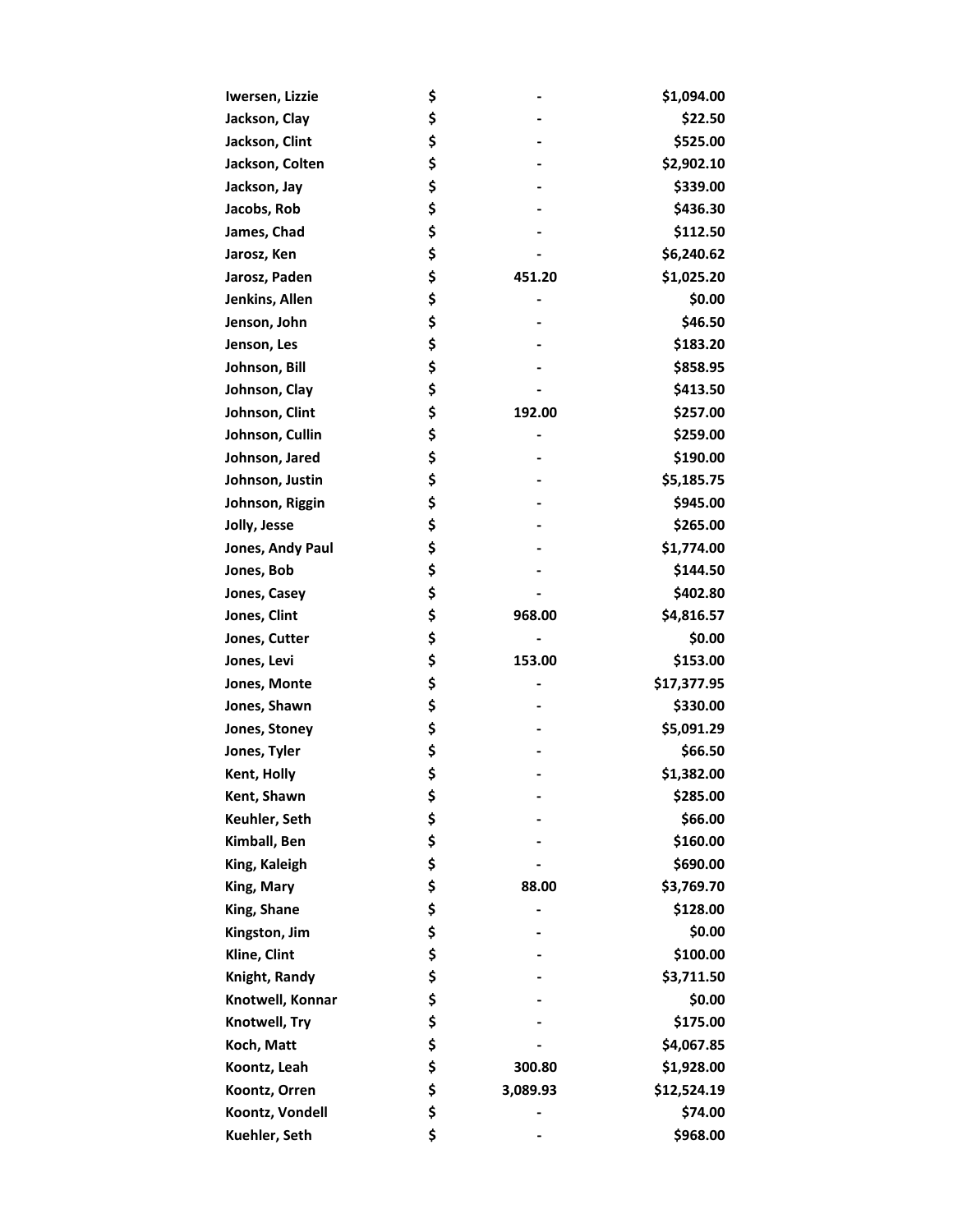| | | | |
|---|---|---|---|
| Iwersen, Lizzie | $ | - | $1,094.00 |
| Jackson, Clay | $ | - | $22.50 |
| Jackson, Clint | $ | - | $525.00 |
| Jackson, Colten | $ | - | $2,902.10 |
| Jackson, Jay | $ | - | $339.00 |
| Jacobs, Rob | $ | - | $436.30 |
| James, Chad | $ | - | $112.50 |
| Jarosz, Ken | $ | - | $6,240.62 |
| Jarosz, Paden | $ | 451.20 | $1,025.20 |
| Jenkins, Allen | $ | - | $0.00 |
| Jenson, John | $ | - | $46.50 |
| Jenson, Les | $ | - | $183.20 |
| Johnson, Bill | $ | - | $858.95 |
| Johnson, Clay | $ | - | $413.50 |
| Johnson, Clint | $ | 192.00 | $257.00 |
| Johnson, Cullin | $ | - | $259.00 |
| Johnson, Jared | $ | - | $190.00 |
| Johnson, Justin | $ | - | $5,185.75 |
| Johnson, Riggin | $ | - | $945.00 |
| Jolly, Jesse | $ | - | $265.00 |
| Jones, Andy Paul | $ | - | $1,774.00 |
| Jones, Bob | $ | - | $144.50 |
| Jones, Casey | $ | - | $402.80 |
| Jones, Clint | $ | 968.00 | $4,816.57 |
| Jones, Cutter | $ | - | $0.00 |
| Jones, Levi | $ | 153.00 | $153.00 |
| Jones, Monte | $ | - | $17,377.95 |
| Jones, Shawn | $ | - | $330.00 |
| Jones, Stoney | $ | - | $5,091.29 |
| Jones, Tyler | $ | - | $66.50 |
| Kent, Holly | $ | - | $1,382.00 |
| Kent, Shawn | $ | - | $285.00 |
| Keuhler, Seth | $ | - | $66.00 |
| Kimball, Ben | $ | - | $160.00 |
| King, Kaleigh | $ | - | $690.00 |
| King, Mary | $ | 88.00 | $3,769.70 |
| King, Shane | $ | - | $128.00 |
| Kingston, Jim | $ | - | $0.00 |
| Kline, Clint | $ | - | $100.00 |
| Knight, Randy | $ | - | $3,711.50 |
| Knotwell, Konnar | $ | - | $0.00 |
| Knotwell, Try | $ | - | $175.00 |
| Koch, Matt | $ | - | $4,067.85 |
| Koontz, Leah | $ | 300.80 | $1,928.00 |
| Koontz, Orren | $ | 3,089.93 | $12,524.19 |
| Koontz, Vondell | $ | - | $74.00 |
| Kuehler, Seth | $ | - | $968.00 |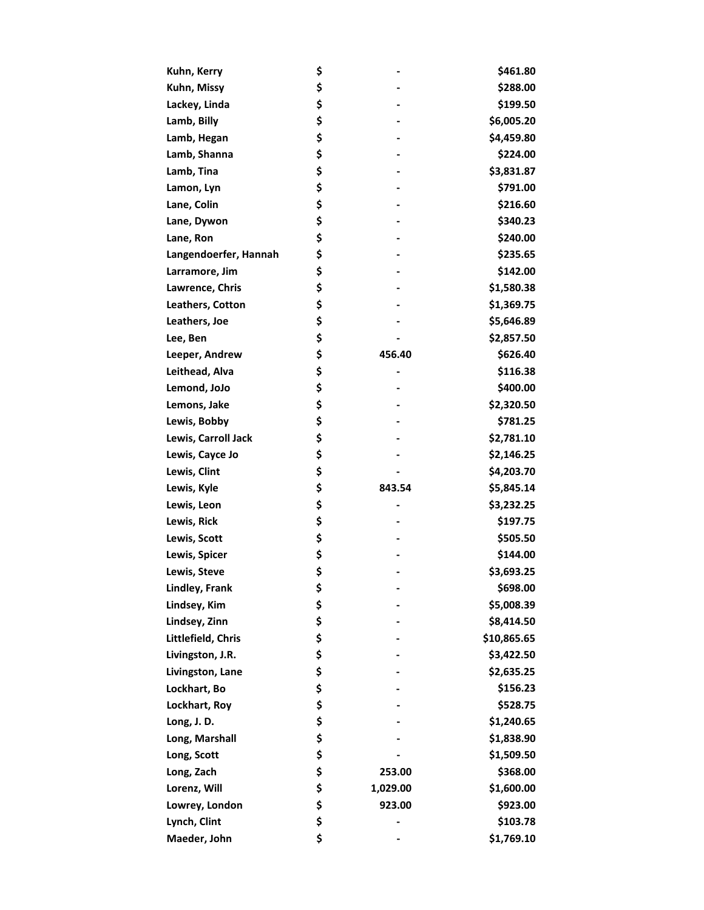| | | | |
|---|---|---|---|
| Kuhn, Kerry | $ | - | $461.80 |
| Kuhn, Missy | $ | - | $288.00 |
| Lackey, Linda | $ | - | $199.50 |
| Lamb, Billy | $ | - | $6,005.20 |
| Lamb, Hegan | $ | - | $4,459.80 |
| Lamb, Shanna | $ | - | $224.00 |
| Lamb, Tina | $ | - | $3,831.87 |
| Lamon, Lyn | $ | - | $791.00 |
| Lane, Colin | $ | - | $216.60 |
| Lane, Dywon | $ | - | $340.23 |
| Lane, Ron | $ | - | $240.00 |
| Langendoerfer, Hannah | $ | - | $235.65 |
| Larramore, Jim | $ | - | $142.00 |
| Lawrence, Chris | $ | - | $1,580.38 |
| Leathers, Cotton | $ | - | $1,369.75 |
| Leathers, Joe | $ | - | $5,646.89 |
| Lee, Ben | $ | - | $2,857.50 |
| Leeper, Andrew | $ | 456.40 | $626.40 |
| Leithead, Alva | $ | - | $116.38 |
| Lemond, JoJo | $ | - | $400.00 |
| Lemons, Jake | $ | - | $2,320.50 |
| Lewis, Bobby | $ | - | $781.25 |
| Lewis, Carroll Jack | $ | - | $2,781.10 |
| Lewis, Cayce Jo | $ | - | $2,146.25 |
| Lewis, Clint | $ | - | $4,203.70 |
| Lewis, Kyle | $ | 843.54 | $5,845.14 |
| Lewis, Leon | $ | - | $3,232.25 |
| Lewis, Rick | $ | - | $197.75 |
| Lewis, Scott | $ | - | $505.50 |
| Lewis, Spicer | $ | - | $144.00 |
| Lewis, Steve | $ | - | $3,693.25 |
| Lindley, Frank | $ | - | $698.00 |
| Lindsey, Kim | $ | - | $5,008.39 |
| Lindsey, Zinn | $ | - | $8,414.50 |
| Littlefield, Chris | $ | - | $10,865.65 |
| Livingston, J.R. | $ | - | $3,422.50 |
| Livingston, Lane | $ | - | $2,635.25 |
| Lockhart, Bo | $ | - | $156.23 |
| Lockhart, Roy | $ | - | $528.75 |
| Long, J. D. | $ | - | $1,240.65 |
| Long, Marshall | $ | - | $1,838.90 |
| Long, Scott | $ | - | $1,509.50 |
| Long, Zach | $ | 253.00 | $368.00 |
| Lorenz, Will | $ | 1,029.00 | $1,600.00 |
| Lowrey, London | $ | 923.00 | $923.00 |
| Lynch, Clint | $ | - | $103.78 |
| Maeder, John | $ | - | $1,769.10 |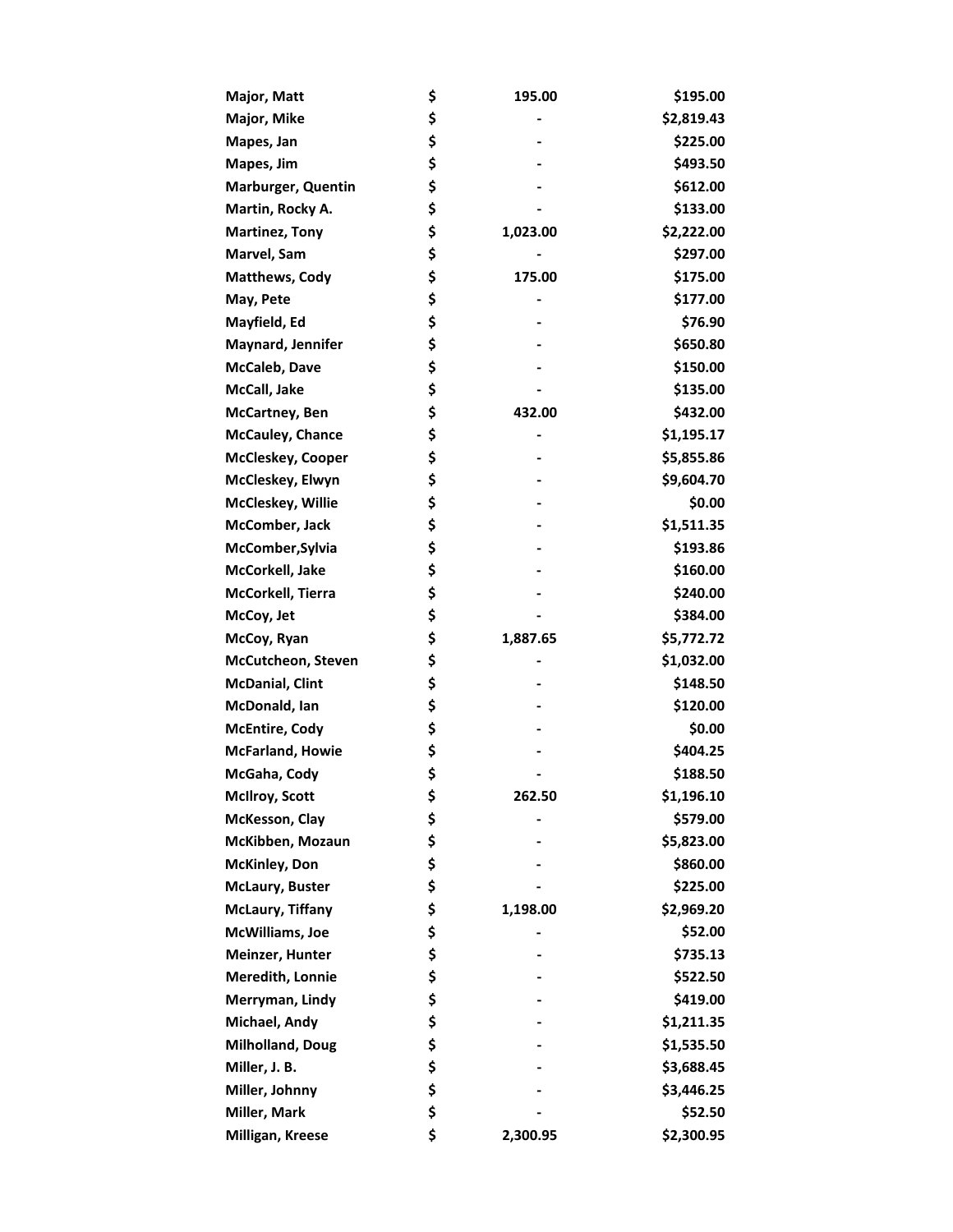| | | | |
|---|---|---|---|
| Major, Matt | $ | 195.00 | $195.00 |
| Major, Mike | $ | - | $2,819.43 |
| Mapes, Jan | $ | - | $225.00 |
| Mapes, Jim | $ | - | $493.50 |
| Marburger, Quentin | $ | - | $612.00 |
| Martin, Rocky A. | $ | - | $133.00 |
| Martinez, Tony | $ | 1,023.00 | $2,222.00 |
| Marvel, Sam | $ | - | $297.00 |
| Matthews, Cody | $ | 175.00 | $175.00 |
| May, Pete | $ | - | $177.00 |
| Mayfield, Ed | $ | - | $76.90 |
| Maynard, Jennifer | $ | - | $650.80 |
| McCaleb, Dave | $ | - | $150.00 |
| McCall, Jake | $ | - | $135.00 |
| McCartney, Ben | $ | 432.00 | $432.00 |
| McCauley, Chance | $ | - | $1,195.17 |
| McCleskey, Cooper | $ | - | $5,855.86 |
| McCleskey, Elwyn | $ | - | $9,604.70 |
| McCleskey, Willie | $ | - | $0.00 |
| McComber, Jack | $ | - | $1,511.35 |
| McComber,Sylvia | $ | - | $193.86 |
| McCorkell, Jake | $ | - | $160.00 |
| McCorkell, Tierra | $ | - | $240.00 |
| McCoy, Jet | $ | - | $384.00 |
| McCoy, Ryan | $ | 1,887.65 | $5,772.72 |
| McCutcheon, Steven | $ | - | $1,032.00 |
| McDanial, Clint | $ | - | $148.50 |
| McDonald, Ian | $ | - | $120.00 |
| McEntire, Cody | $ | - | $0.00 |
| McFarland, Howie | $ | - | $404.25 |
| McGaha, Cody | $ | - | $188.50 |
| McIlroy, Scott | $ | 262.50 | $1,196.10 |
| McKesson, Clay | $ | - | $579.00 |
| McKibben, Mozaun | $ | - | $5,823.00 |
| McKinley, Don | $ | - | $860.00 |
| McLaury, Buster | $ | - | $225.00 |
| McLaury, Tiffany | $ | 1,198.00 | $2,969.20 |
| McWilliams, Joe | $ | - | $52.00 |
| Meinzer, Hunter | $ | - | $735.13 |
| Meredith, Lonnie | $ | - | $522.50 |
| Merryman, Lindy | $ | - | $419.00 |
| Michael, Andy | $ | - | $1,211.35 |
| Milholland, Doug | $ | - | $1,535.50 |
| Miller, J. B. | $ | - | $3,688.45 |
| Miller, Johnny | $ | - | $3,446.25 |
| Miller, Mark | $ | - | $52.50 |
| Milligan, Kreese | $ | 2,300.95 | $2,300.95 |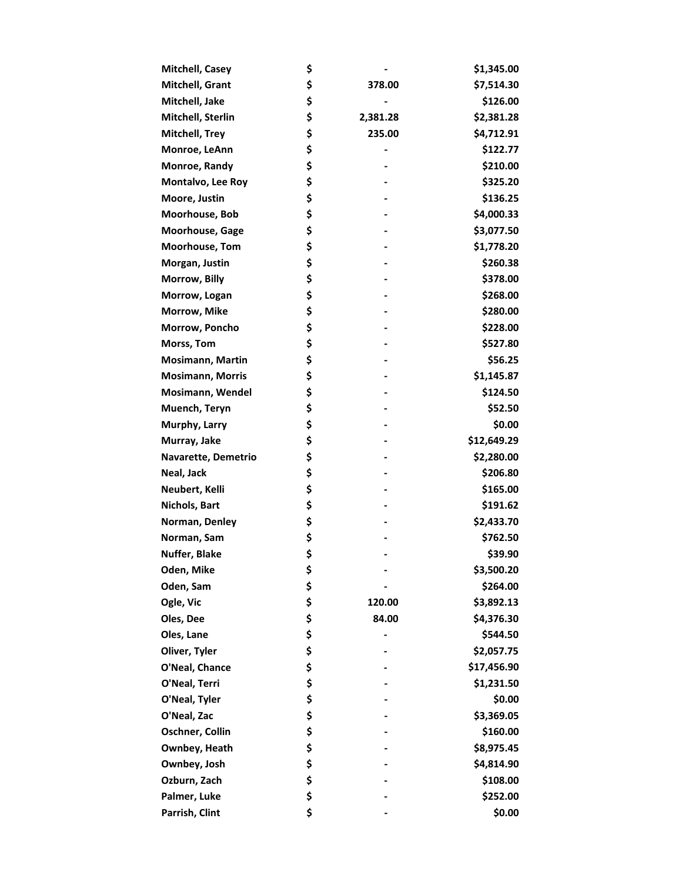| | | | |
|---|---|---|---|
| Mitchell, Casey | $ | - | $1,345.00 |
| Mitchell, Grant | $ | 378.00 | $7,514.30 |
| Mitchell, Jake | $ | - | $126.00 |
| Mitchell, Sterlin | $ | 2,381.28 | $2,381.28 |
| Mitchell, Trey | $ | 235.00 | $4,712.91 |
| Monroe, LeAnn | $ | - | $122.77 |
| Monroe, Randy | $ | - | $210.00 |
| Montalvo, Lee Roy | $ | - | $325.20 |
| Moore, Justin | $ | - | $136.25 |
| Moorhouse, Bob | $ | - | $4,000.33 |
| Moorhouse, Gage | $ | - | $3,077.50 |
| Moorhouse, Tom | $ | - | $1,778.20 |
| Morgan, Justin | $ | - | $260.38 |
| Morrow, Billy | $ | - | $378.00 |
| Morrow, Logan | $ | - | $268.00 |
| Morrow, Mike | $ | - | $280.00 |
| Morrow, Poncho | $ | - | $228.00 |
| Morss, Tom | $ | - | $527.80 |
| Mosimann, Martin | $ | - | $56.25 |
| Mosimann, Morris | $ | - | $1,145.87 |
| Mosimann, Wendel | $ | - | $124.50 |
| Muench, Teryn | $ | - | $52.50 |
| Murphy, Larry | $ | - | $0.00 |
| Murray, Jake | $ | - | $12,649.29 |
| Navarette, Demetrio | $ | - | $2,280.00 |
| Neal, Jack | $ | - | $206.80 |
| Neubert, Kelli | $ | - | $165.00 |
| Nichols, Bart | $ | - | $191.62 |
| Norman, Denley | $ | - | $2,433.70 |
| Norman, Sam | $ | - | $762.50 |
| Nuffer, Blake | $ | - | $39.90 |
| Oden, Mike | $ | - | $3,500.20 |
| Oden, Sam | $ | - | $264.00 |
| Ogle, Vic | $ | 120.00 | $3,892.13 |
| Oles, Dee | $ | 84.00 | $4,376.30 |
| Oles, Lane | $ | - | $544.50 |
| Oliver, Tyler | $ | - | $2,057.75 |
| O'Neal, Chance | $ | - | $17,456.90 |
| O'Neal, Terri | $ | - | $1,231.50 |
| O'Neal, Tyler | $ | - | $0.00 |
| O'Neal, Zac | $ | - | $3,369.05 |
| Oschner, Collin | $ | - | $160.00 |
| Ownbey, Heath | $ | - | $8,975.45 |
| Ownbey, Josh | $ | - | $4,814.90 |
| Ozburn, Zach | $ | - | $108.00 |
| Palmer, Luke | $ | - | $252.00 |
| Parrish, Clint | $ | - | $0.00 |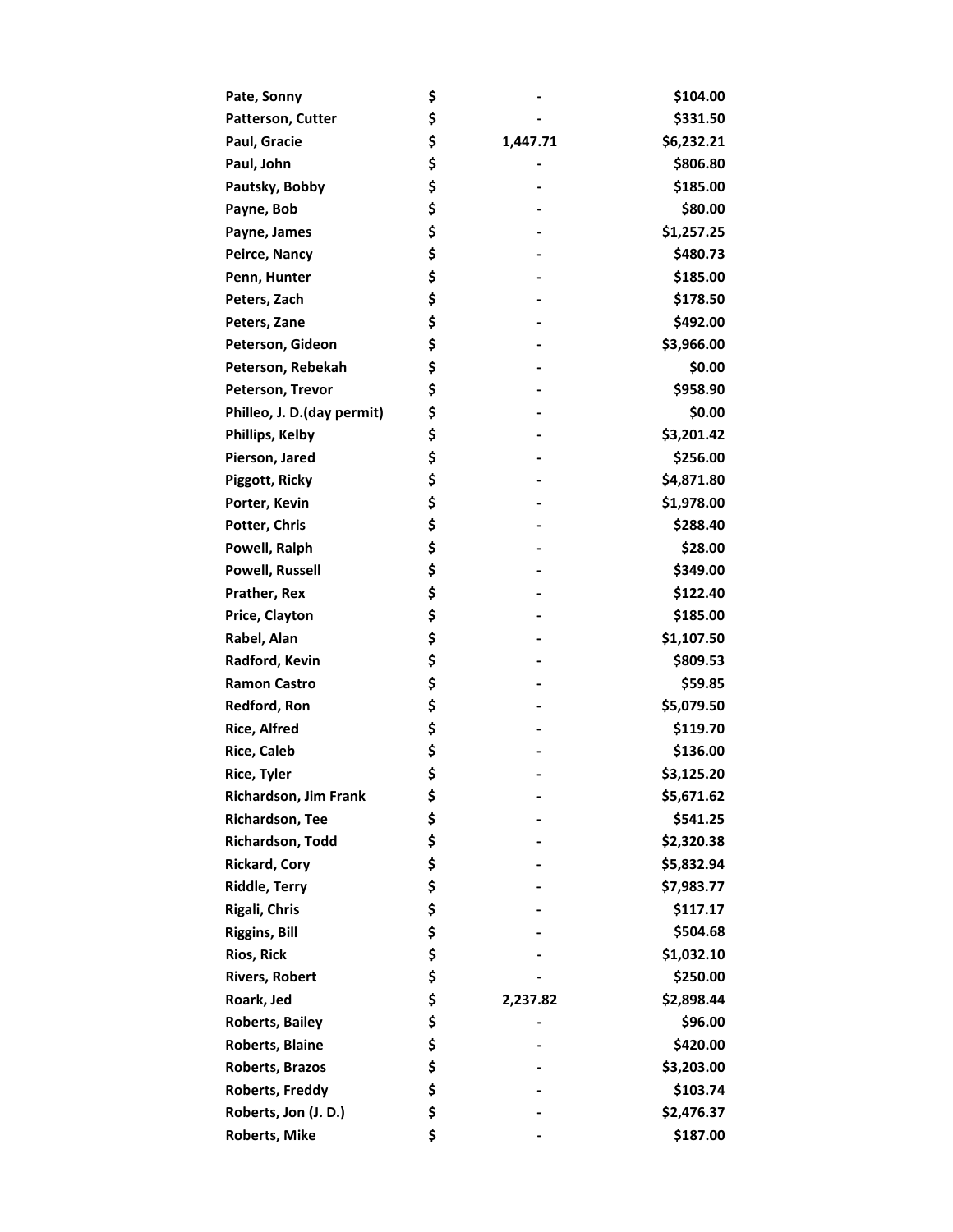| | | | |
|---|---|---|---|
| **Pate, Sonny** | **$** | **-** | **$104.00** |
| **Patterson, Cutter** | **$** | **-** | **$331.50** |
| **Paul, Gracie** | **$** | **1,447.71** | **$6,232.21** |
| **Paul, John** | **$** | **-** | **$806.80** |
| **Pautsky, Bobby** | **$** | **-** | **$185.00** |
| **Payne, Bob** | **$** | **-** | **$80.00** |
| **Payne, James** | **$** | **-** | **$1,257.25** |
| **Peirce, Nancy** | **$** | **-** | **$480.73** |
| **Penn, Hunter** | **$** | **-** | **$185.00** |
| **Peters, Zach** | **$** | **-** | **$178.50** |
| **Peters, Zane** | **$** | **-** | **$492.00** |
| **Peterson, Gideon** | **$** | **-** | **$3,966.00** |
| **Peterson, Rebekah** | **$** | **-** | **$0.00** |
| **Peterson, Trevor** | **$** | **-** | **$958.90** |
| **Philleo, J. D.(day permit)** | **$** | **-** | **$0.00** |
| **Phillips, Kelby** | **$** | **-** | **$3,201.42** |
| **Pierson, Jared** | **$** | **-** | **$256.00** |
| **Piggott, Ricky** | **$** | **-** | **$4,871.80** |
| **Porter, Kevin** | **$** | **-** | **$1,978.00** |
| **Potter, Chris** | **$** | **-** | **$288.40** |
| **Powell, Ralph** | **$** | **-** | **$28.00** |
| **Powell, Russell** | **$** | **-** | **$349.00** |
| **Prather, Rex** | **$** | **-** | **$122.40** |
| **Price, Clayton** | **$** | **-** | **$185.00** |
| **Rabel, Alan** | **$** | **-** | **$1,107.50** |
| **Radford, Kevin** | **$** | **-** | **$809.53** |
| **Ramon Castro** | **$** | **-** | **$59.85** |
| **Redford, Ron** | **$** | **-** | **$5,079.50** |
| **Rice, Alfred** | **$** | **-** | **$119.70** |
| **Rice, Caleb** | **$** | **-** | **$136.00** |
| **Rice, Tyler** | **$** | **-** | **$3,125.20** |
| **Richardson, Jim Frank** | **$** | **-** | **$5,671.62** |
| **Richardson, Tee** | **$** | **-** | **$541.25** |
| **Richardson, Todd** | **$** | **-** | **$2,320.38** |
| **Rickard, Cory** | **$** | **-** | **$5,832.94** |
| **Riddle, Terry** | **$** | **-** | **$7,983.77** |
| **Rigali, Chris** | **$** | **-** | **$117.17** |
| **Riggins, Bill** | **$** | **-** | **$504.68** |
| **Rios, Rick** | **$** | **-** | **$1,032.10** |
| **Rivers, Robert** | **$** | **-** | **$250.00** |
| **Roark, Jed** | **$** | **2,237.82** | **$2,898.44** |
| **Roberts, Bailey** | **$** | **-** | **$96.00** |
| **Roberts, Blaine** | **$** | **-** | **$420.00** |
| **Roberts, Brazos** | **$** | **-** | **$3,203.00** |
| **Roberts, Freddy** | **$** | **-** | **$103.74** |
| **Roberts, Jon (J. D.)** | **$** | **-** | **$2,476.37** |
| **Roberts, Mike** | **$** | **-** | **$187.00** |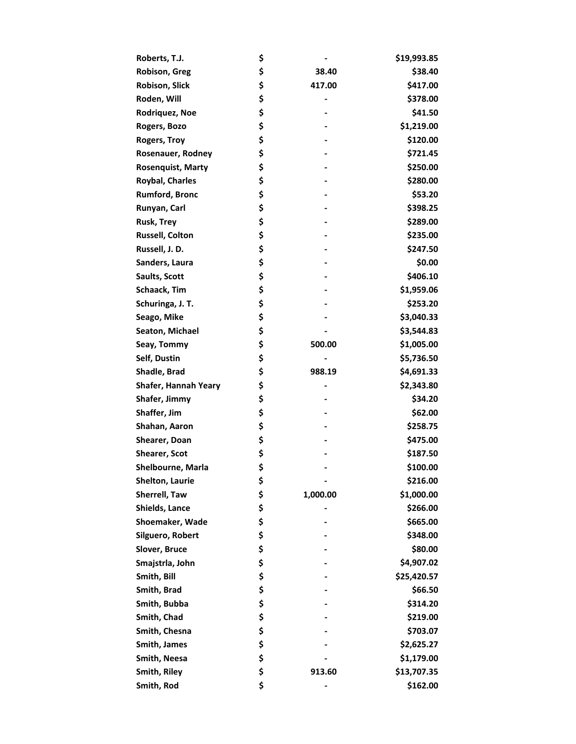| | | |
|---|---|---|
| Roberts, T.J. | $ - | $19,993.85 |
| Robison, Greg | $ 38.40 | $38.40 |
| Robison, Slick | $ 417.00 | $417.00 |
| Roden, Will | $ - | $378.00 |
| Rodriquez, Noe | $ - | $41.50 |
| Rogers, Bozo | $ - | $1,219.00 |
| Rogers, Troy | $ - | $120.00 |
| Rosenauer, Rodney | $ - | $721.45 |
| Rosenquist, Marty | $ - | $250.00 |
| Roybal, Charles | $ - | $280.00 |
| Rumford, Bronc | $ - | $53.20 |
| Runyan, Carl | $ - | $398.25 |
| Rusk, Trey | $ - | $289.00 |
| Russell, Colton | $ - | $235.00 |
| Russell, J. D. | $ - | $247.50 |
| Sanders, Laura | $ - | $0.00 |
| Saults, Scott | $ - | $406.10 |
| Schaack, Tim | $ - | $1,959.06 |
| Schuringa, J. T. | $ - | $253.20 |
| Seago, Mike | $ - | $3,040.33 |
| Seaton, Michael | $ - | $3,544.83 |
| Seay, Tommy | $ 500.00 | $1,005.00 |
| Self, Dustin | $ - | $5,736.50 |
| Shadle, Brad | $ 988.19 | $4,691.33 |
| Shafer, Hannah Yeary | $ - | $2,343.80 |
| Shafer, Jimmy | $ - | $34.20 |
| Shaffer, Jim | $ - | $62.00 |
| Shahan, Aaron | $ - | $258.75 |
| Shearer, Doan | $ - | $475.00 |
| Shearer, Scot | $ - | $187.50 |
| Shelbourne, Marla | $ - | $100.00 |
| Shelton, Laurie | $ - | $216.00 |
| Sherrell, Taw | $ 1,000.00 | $1,000.00 |
| Shields, Lance | $ - | $266.00 |
| Shoemaker, Wade | $ - | $665.00 |
| Silguero, Robert | $ - | $348.00 |
| Slover, Bruce | $ - | $80.00 |
| Smajstrla, John | $ - | $4,907.02 |
| Smith, Bill | $ - | $25,420.57 |
| Smith, Brad | $ - | $66.50 |
| Smith, Bubba | $ - | $314.20 |
| Smith, Chad | $ - | $219.00 |
| Smith, Chesna | $ - | $703.07 |
| Smith, James | $ - | $2,625.27 |
| Smith, Neesa | $ - | $1,179.00 |
| Smith, Riley | $ 913.60 | $13,707.35 |
| Smith, Rod | $ - | $162.00 |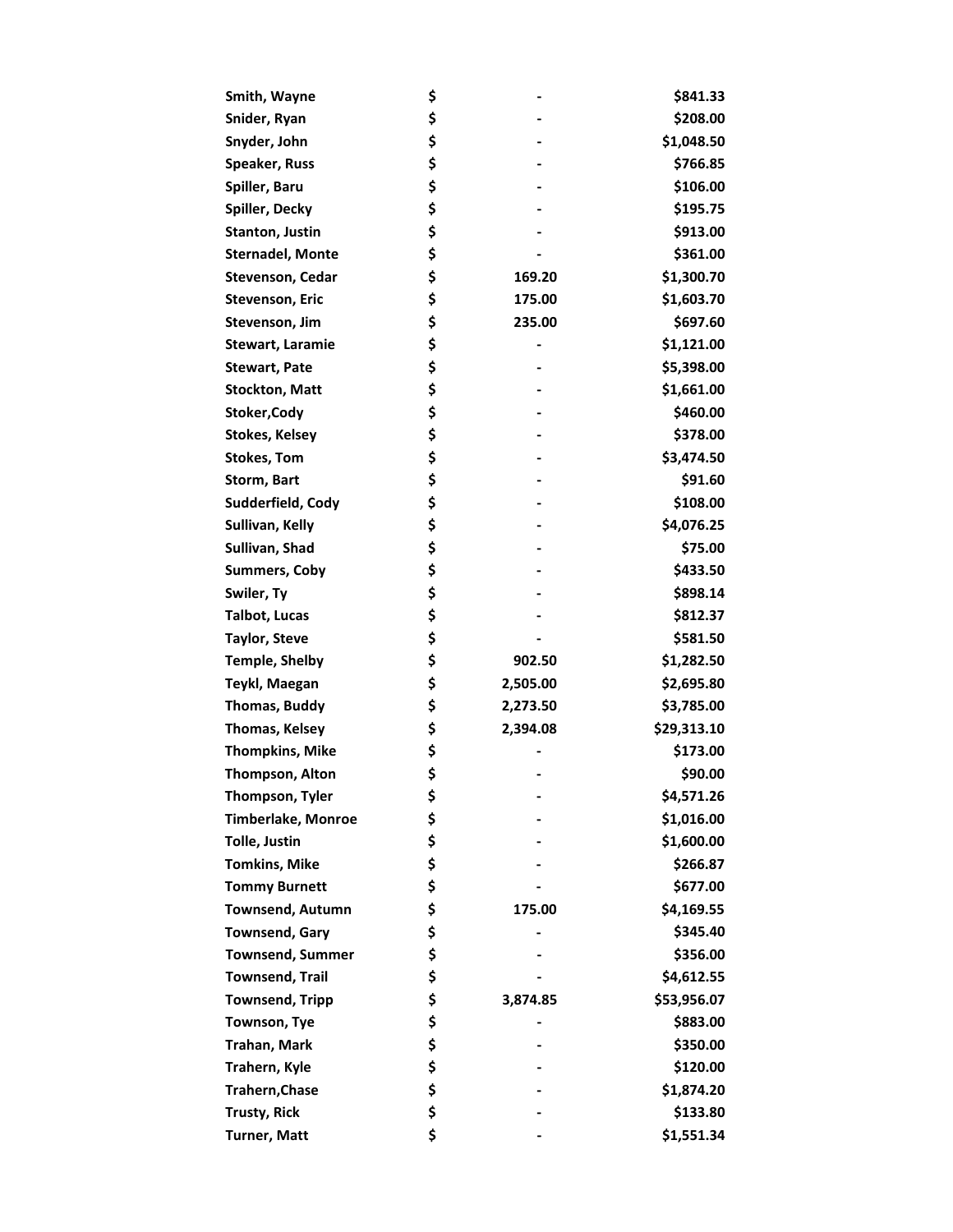| | | | |
|---|---|---|---|
| **Smith, Wayne** | **$** | **-** | **$841.33** |
| **Snider, Ryan** | **$** | **-** | **$208.00** |
| **Snyder, John** | **$** | **-** | **$1,048.50** |
| **Speaker, Russ** | **$** | **-** | **$766.85** |
| **Spiller, Baru** | **$** | **-** | **$106.00** |
| **Spiller, Decky** | **$** | **-** | **$195.75** |
| **Stanton, Justin** | **$** | **-** | **$913.00** |
| **Sternadel, Monte** | **$** | **-** | **$361.00** |
| **Stevenson, Cedar** | **$** | **169.20** | **$1,300.70** |
| **Stevenson, Eric** | **$** | **175.00** | **$1,603.70** |
| **Stevenson, Jim** | **$** | **235.00** | **$697.60** |
| **Stewart, Laramie** | **$** | **-** | **$1,121.00** |
| **Stewart, Pate** | **$** | **-** | **$5,398.00** |
| **Stockton, Matt** | **$** | **-** | **$1,661.00** |
| **Stoker,Cody** | **$** | **-** | **$460.00** |
| **Stokes, Kelsey** | **$** | **-** | **$378.00** |
| **Stokes, Tom** | **$** | **-** | **$3,474.50** |
| **Storm, Bart** | **$** | **-** | **$91.60** |
| **Sudderfield, Cody** | **$** | **-** | **$108.00** |
| **Sullivan, Kelly** | **$** | **-** | **$4,076.25** |
| **Sullivan, Shad** | **$** | **-** | **$75.00** |
| **Summers, Coby** | **$** | **-** | **$433.50** |
| **Swiler, Ty** | **$** | **-** | **$898.14** |
| **Talbot, Lucas** | **$** | **-** | **$812.37** |
| **Taylor, Steve** | **$** | **-** | **$581.50** |
| **Temple, Shelby** | **$** | **902.50** | **$1,282.50** |
| **Teykl, Maegan** | **$** | **2,505.00** | **$2,695.80** |
| **Thomas, Buddy** | **$** | **2,273.50** | **$3,785.00** |
| **Thomas, Kelsey** | **$** | **2,394.08** | **$29,313.10** |
| **Thompkins, Mike** | **$** | **-** | **$173.00** |
| **Thompson, Alton** | **$** | **-** | **$90.00** |
| **Thompson, Tyler** | **$** | **-** | **$4,571.26** |
| **Timberlake, Monroe** | **$** | **-** | **$1,016.00** |
| **Tolle, Justin** | **$** | **-** | **$1,600.00** |
| **Tomkins, Mike** | **$** | **-** | **$266.87** |
| **Tommy Burnett** | **$** | **-** | **$677.00** |
| **Townsend, Autumn** | **$** | **175.00** | **$4,169.55** |
| **Townsend, Gary** | **$** | **-** | **$345.40** |
| **Townsend, Summer** | **$** | **-** | **$356.00** |
| **Townsend, Trail** | **$** | **-** | **$4,612.55** |
| **Townsend, Tripp** | **$** | **3,874.85** | **$53,956.07** |
| **Townson, Tye** | **$** | **-** | **$883.00** |
| **Trahan, Mark** | **$** | **-** | **$350.00** |
| **Trahern, Kyle** | **$** | **-** | **$120.00** |
| **Trahern,Chase** | **$** | **-** | **$1,874.20** |
| **Trusty, Rick** | **$** | **-** | **$133.80** |
| **Turner, Matt** | **$** | **-** | **$1,551.34** |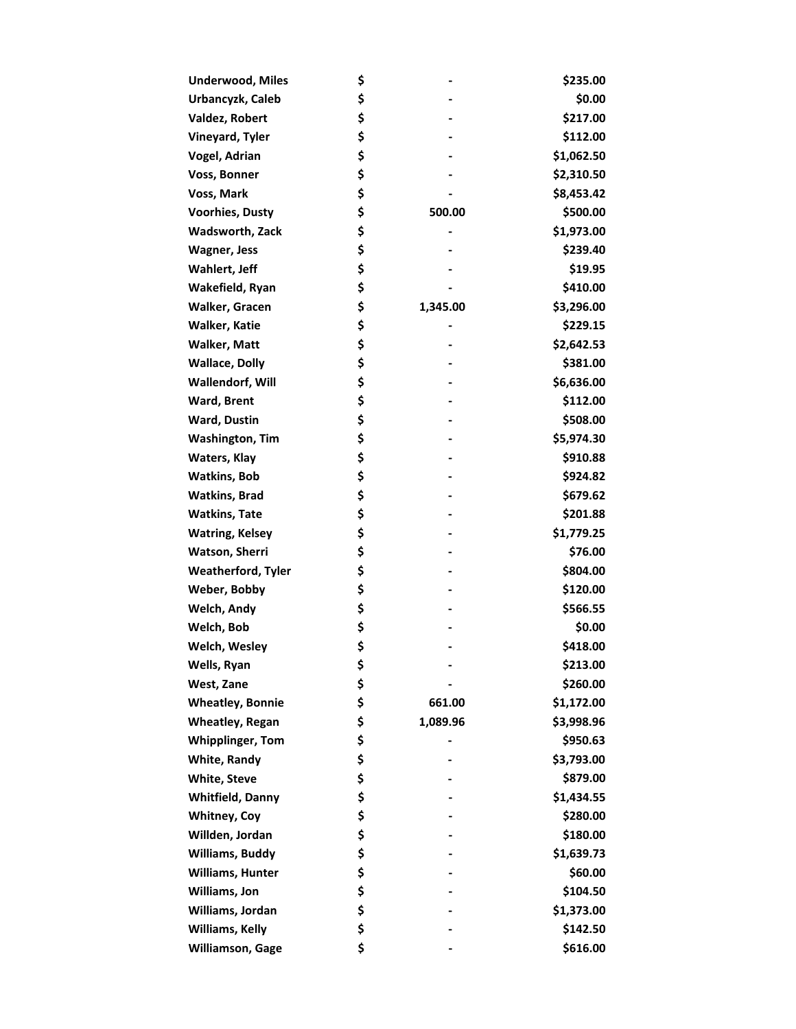| | | | |
|---|---|---|---|
| **Underwood, Miles** | **$** | **-** | **$235.00** |
| **Urbancyzk, Caleb** | **$** | **-** | **$0.00** |
| **Valdez, Robert** | **$** | **-** | **$217.00** |
| **Vineyard, Tyler** | **$** | **-** | **$112.00** |
| **Vogel, Adrian** | **$** | **-** | **$1,062.50** |
| **Voss, Bonner** | **$** | **-** | **$2,310.50** |
| **Voss, Mark** | **$** | **-** | **$8,453.42** |
| **Voorhies, Dusty** | **$** | **500.00** | **$500.00** |
| **Wadsworth, Zack** | **$** | **-** | **$1,973.00** |
| **Wagner, Jess** | **$** | **-** | **$239.40** |
| **Wahlert, Jeff** | **$** | **-** | **$19.95** |
| **Wakefield, Ryan** | **$** | **-** | **$410.00** |
| **Walker, Gracen** | **$** | **1,345.00** | **$3,296.00** |
| **Walker, Katie** | **$** | **-** | **$229.15** |
| **Walker, Matt** | **$** | **-** | **$2,642.53** |
| **Wallace, Dolly** | **$** | **-** | **$381.00** |
| **Wallendorf, Will** | **$** | **-** | **$6,636.00** |
| **Ward, Brent** | **$** | **-** | **$112.00** |
| **Ward, Dustin** | **$** | **-** | **$508.00** |
| **Washington, Tim** | **$** | **-** | **$5,974.30** |
| **Waters, Klay** | **$** | **-** | **$910.88** |
| **Watkins, Bob** | **$** | **-** | **$924.82** |
| **Watkins, Brad** | **$** | **-** | **$679.62** |
| **Watkins, Tate** | **$** | **-** | **$201.88** |
| **Watring, Kelsey** | **$** | **-** | **$1,779.25** |
| **Watson, Sherri** | **$** | **-** | **$76.00** |
| **Weatherford, Tyler** | **$** | **-** | **$804.00** |
| **Weber, Bobby** | **$** | **-** | **$120.00** |
| **Welch, Andy** | **$** | **-** | **$566.55** |
| **Welch, Bob** | **$** | **-** | **$0.00** |
| **Welch, Wesley** | **$** | **-** | **$418.00** |
| **Wells, Ryan** | **$** | **-** | **$213.00** |
| **West, Zane** | **$** | **-** | **$260.00** |
| **Wheatley, Bonnie** | **$** | **661.00** | **$1,172.00** |
| **Wheatley, Regan** | **$** | **1,089.96** | **$3,998.96** |
| **Whipplinger, Tom** | **$** | **-** | **$950.63** |
| **White, Randy** | **$** | **-** | **$3,793.00** |
| **White, Steve** | **$** | **-** | **$879.00** |
| **Whitfield, Danny** | **$** | **-** | **$1,434.55** |
| **Whitney, Coy** | **$** | **-** | **$280.00** |
| **Willden, Jordan** | **$** | **-** | **$180.00** |
| **Williams, Buddy** | **$** | **-** | **$1,639.73** |
| **Williams, Hunter** | **$** | **-** | **$60.00** |
| **Williams, Jon** | **$** | **-** | **$104.50** |
| **Williams, Jordan** | **$** | **-** | **$1,373.00** |
| **Williams, Kelly** | **$** | **-** | **$142.50** |
| **Williamson, Gage** | **$** | **-** | **$616.00** |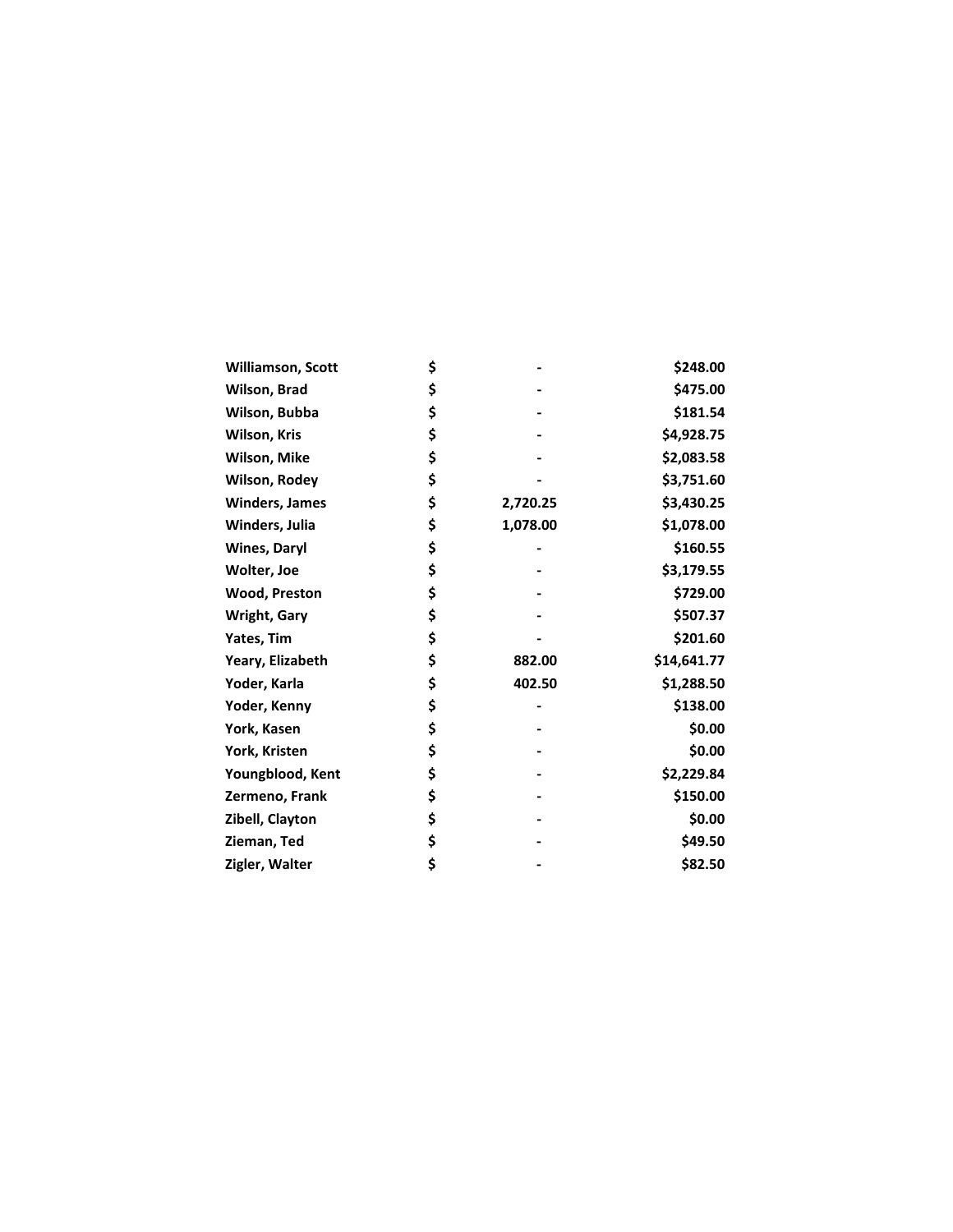| | | | |
|---|---|---|---|
| Williamson, Scott | $ | - | $248.00 |
| Wilson, Brad | $ | - | $475.00 |
| Wilson, Bubba | $ | - | $181.54 |
| Wilson, Kris | $ | - | $4,928.75 |
| Wilson, Mike | $ | - | $2,083.58 |
| Wilson, Rodey | $ | - | $3,751.60 |
| Winders, James | $ | 2,720.25 | $3,430.25 |
| Winders, Julia | $ | 1,078.00 | $1,078.00 |
| Wines, Daryl | $ | - | $160.55 |
| Wolter, Joe | $ | - | $3,179.55 |
| Wood, Preston | $ | - | $729.00 |
| Wright, Gary | $ | - | $507.37 |
| Yates, Tim | $ | - | $201.60 |
| Yeary, Elizabeth | $ | 882.00 | $14,641.77 |
| Yoder, Karla | $ | 402.50 | $1,288.50 |
| Yoder, Kenny | $ | - | $138.00 |
| York, Kasen | $ | - | $0.00 |
| York, Kristen | $ | - | $0.00 |
| Youngblood, Kent | $ | - | $2,229.84 |
| Zermeno, Frank | $ | - | $150.00 |
| Zibell, Clayton | $ | - | $0.00 |
| Zieman, Ted | $ | - | $49.50 |
| Zigler, Walter | $ | - | $82.50 |